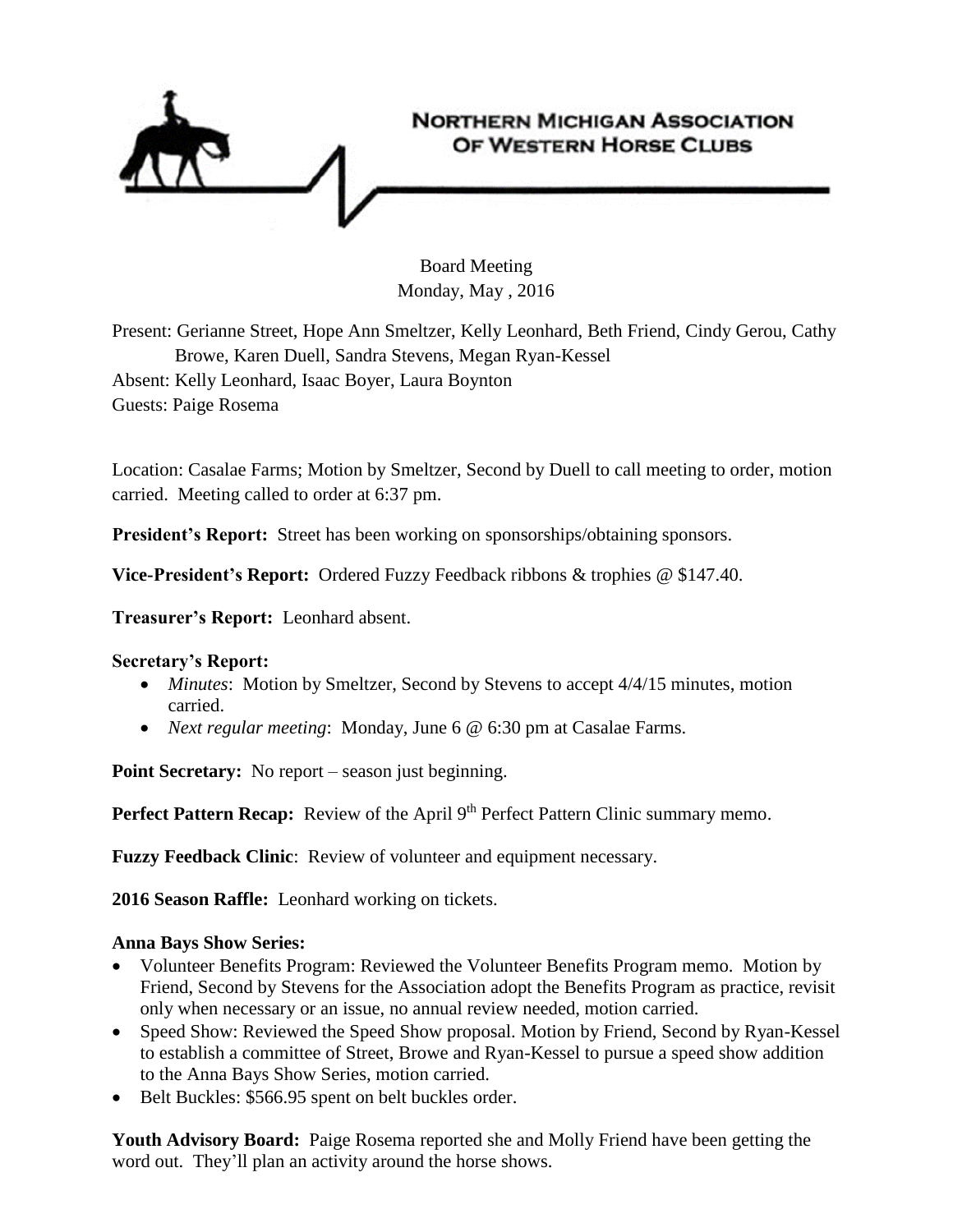# Northern Michigan Association of Western Horse Clubs

Board Meeting
Monday, May , 2016

Present: Gerianne Street, Hope Ann Smeltzer, Kelly Leonhard, Beth Friend, Cindy Gerou, Cathy Browe, Karen Duell, Sandra Stevens, Megan Ryan-Kessel
Absent: Kelly Leonhard, Isaac Boyer, Laura Boynton
Guests: Paige Rosema

Location: Casalae Farms; Motion by Smeltzer, Second by Duell to call meeting to order, motion carried. Meeting called to order at 6:37 pm.

**President's Report:** Street has been working on sponsorships/obtaining sponsors.

**Vice-President's Report:** Ordered Fuzzy Feedback ribbons & trophies @ $147.40.

**Treasurer's Report:** Leonhard absent.

**Secretary's Report:**

- *Minutes*: Motion by Smeltzer, Second by Stevens to accept 4/4/15 minutes, motion carried.
- *Next regular meeting*: Monday, June 6 @ 6:30 pm at Casalae Farms.

**Point Secretary:** No report – season just beginning.

**Perfect Pattern Recap:** Review of the April 9th Perfect Pattern Clinic summary memo.

**Fuzzy Feedback Clinic**: Review of volunteer and equipment necessary.

**2016 Season Raffle:** Leonhard working on tickets.

**Anna Bays Show Series:**

- Volunteer Benefits Program: Reviewed the Volunteer Benefits Program memo. Motion by Friend, Second by Stevens for the Association adopt the Benefits Program as practice, revisit only when necessary or an issue, no annual review needed, motion carried.
- Speed Show: Reviewed the Speed Show proposal. Motion by Friend, Second by Ryan-Kessel to establish a committee of Street, Browe and Ryan-Kessel to pursue a speed show addition to the Anna Bays Show Series, motion carried.
- Belt Buckles: $566.95 spent on belt buckles order.

**Youth Advisory Board:** Paige Rosema reported she and Molly Friend have been getting the word out. They'll plan an activity around the horse shows.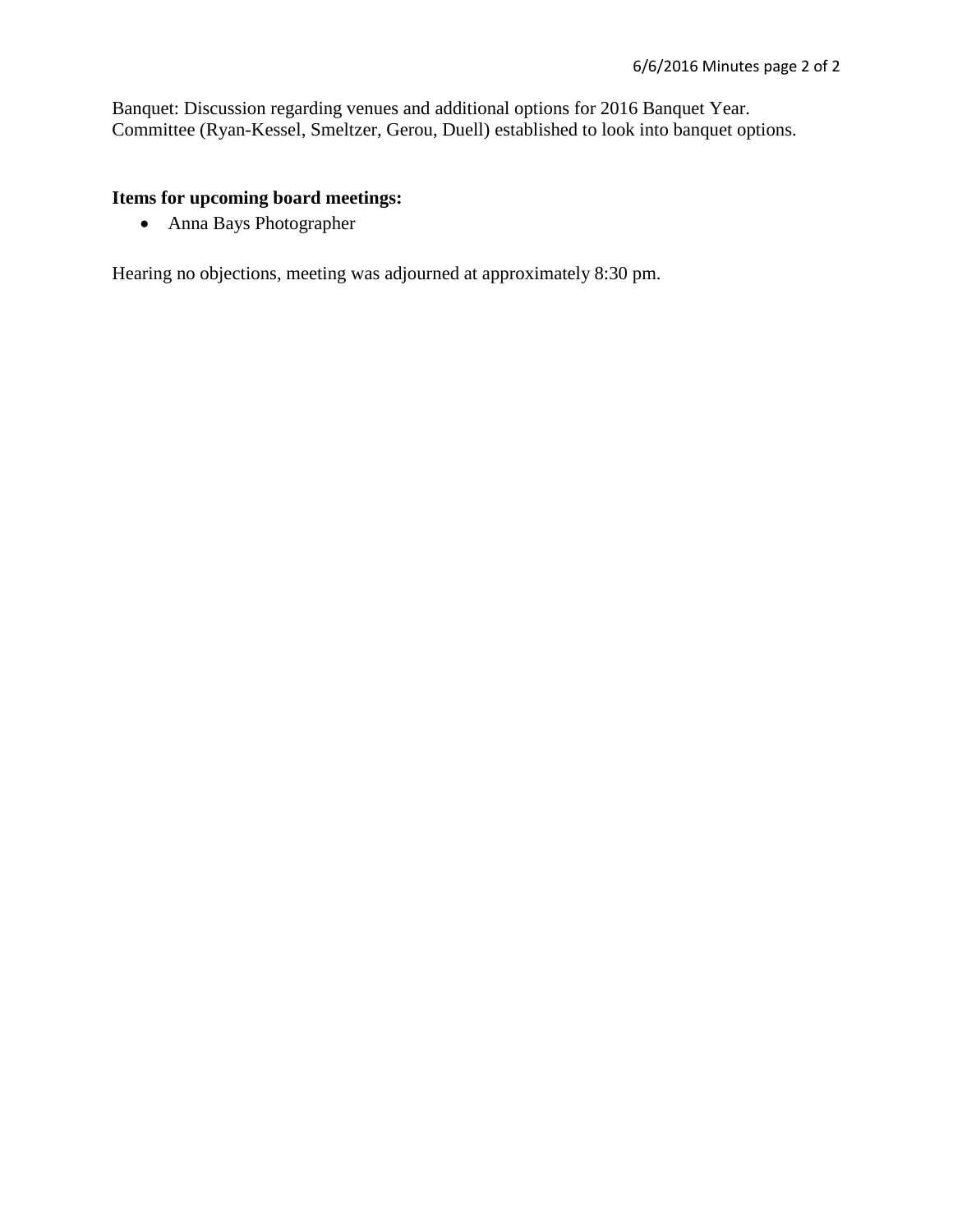Banquet: Discussion regarding venues and additional options for 2016 Banquet Year. Committee (Ryan-Kessel, Smeltzer, Gerou, Duell) established to look into banquet options.

**Items for upcoming board meetings:**

- Anna Bays Photographer

Hearing no objections, meeting was adjourned at approximately 8:30 pm.